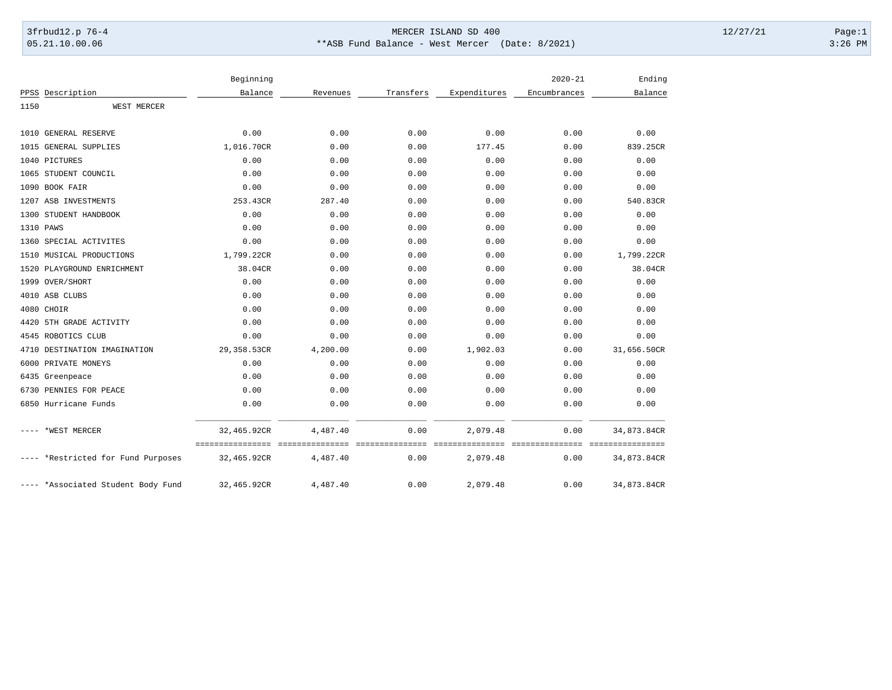3frbud12.p 76-4 MERCER ISLAND SD 400 12/27/21
05.21.10.00.06 **ASB Fund Balance - West Mercer (Date: 8/2021) 3:26 PM

| PPSS | Description | Beginning Balance | Revenues | Transfers | Expenditures | 2020-21 Encumbrances | Ending Balance |
|---|---|---|---|---|---|---|---|
| 1150 | WEST MERCER | | | | | | |
| 1010 | GENERAL RESERVE | 0.00 | 0.00 | 0.00 | 0.00 | 0.00 | 0.00 |
| 1015 | GENERAL SUPPLIES | 1,016.70CR | 0.00 | 0.00 | 177.45 | 0.00 | 839.25CR |
| 1040 | PICTURES | 0.00 | 0.00 | 0.00 | 0.00 | 0.00 | 0.00 |
| 1065 | STUDENT COUNCIL | 0.00 | 0.00 | 0.00 | 0.00 | 0.00 | 0.00 |
| 1090 | BOOK FAIR | 0.00 | 0.00 | 0.00 | 0.00 | 0.00 | 0.00 |
| 1207 | ASB INVESTMENTS | 253.43CR | 287.40 | 0.00 | 0.00 | 0.00 | 540.83CR |
| 1300 | STUDENT HANDBOOK | 0.00 | 0.00 | 0.00 | 0.00 | 0.00 | 0.00 |
| 1310 | PAWS | 0.00 | 0.00 | 0.00 | 0.00 | 0.00 | 0.00 |
| 1360 | SPECIAL ACTIVITES | 0.00 | 0.00 | 0.00 | 0.00 | 0.00 | 0.00 |
| 1510 | MUSICAL PRODUCTIONS | 1,799.22CR | 0.00 | 0.00 | 0.00 | 0.00 | 1,799.22CR |
| 1520 | PLAYGROUND ENRICHMENT | 38.04CR | 0.00 | 0.00 | 0.00 | 0.00 | 38.04CR |
| 1999 | OVER/SHORT | 0.00 | 0.00 | 0.00 | 0.00 | 0.00 | 0.00 |
| 4010 | ASB CLUBS | 0.00 | 0.00 | 0.00 | 0.00 | 0.00 | 0.00 |
| 4080 | CHOIR | 0.00 | 0.00 | 0.00 | 0.00 | 0.00 | 0.00 |
| 4420 | 5TH GRADE ACTIVITY | 0.00 | 0.00 | 0.00 | 0.00 | 0.00 | 0.00 |
| 4545 | ROBOTICS CLUB | 0.00 | 0.00 | 0.00 | 0.00 | 0.00 | 0.00 |
| 4710 | DESTINATION IMAGINATION | 29,358.53CR | 4,200.00 | 0.00 | 1,902.03 | 0.00 | 31,656.50CR |
| 6000 | PRIVATE MONEYS | 0.00 | 0.00 | 0.00 | 0.00 | 0.00 | 0.00 |
| 6435 | Greenpeace | 0.00 | 0.00 | 0.00 | 0.00 | 0.00 | 0.00 |
| 6730 | PENNIES FOR PEACE | 0.00 | 0.00 | 0.00 | 0.00 | 0.00 | 0.00 |
| 6850 | Hurricane Funds | 0.00 | 0.00 | 0.00 | 0.00 | 0.00 | 0.00 |
| ---- | *WEST MERCER | 32,465.92CR | 4,487.40 | 0.00 | 2,079.48 | 0.00 | 34,873.84CR |
| ---- | *Restricted for Fund Purposes | 32,465.92CR | 4,487.40 | 0.00 | 2,079.48 | 0.00 | 34,873.84CR |
| ---- | *Associated Student Body Fund | 32,465.92CR | 4,487.40 | 0.00 | 2,079.48 | 0.00 | 34,873.84CR |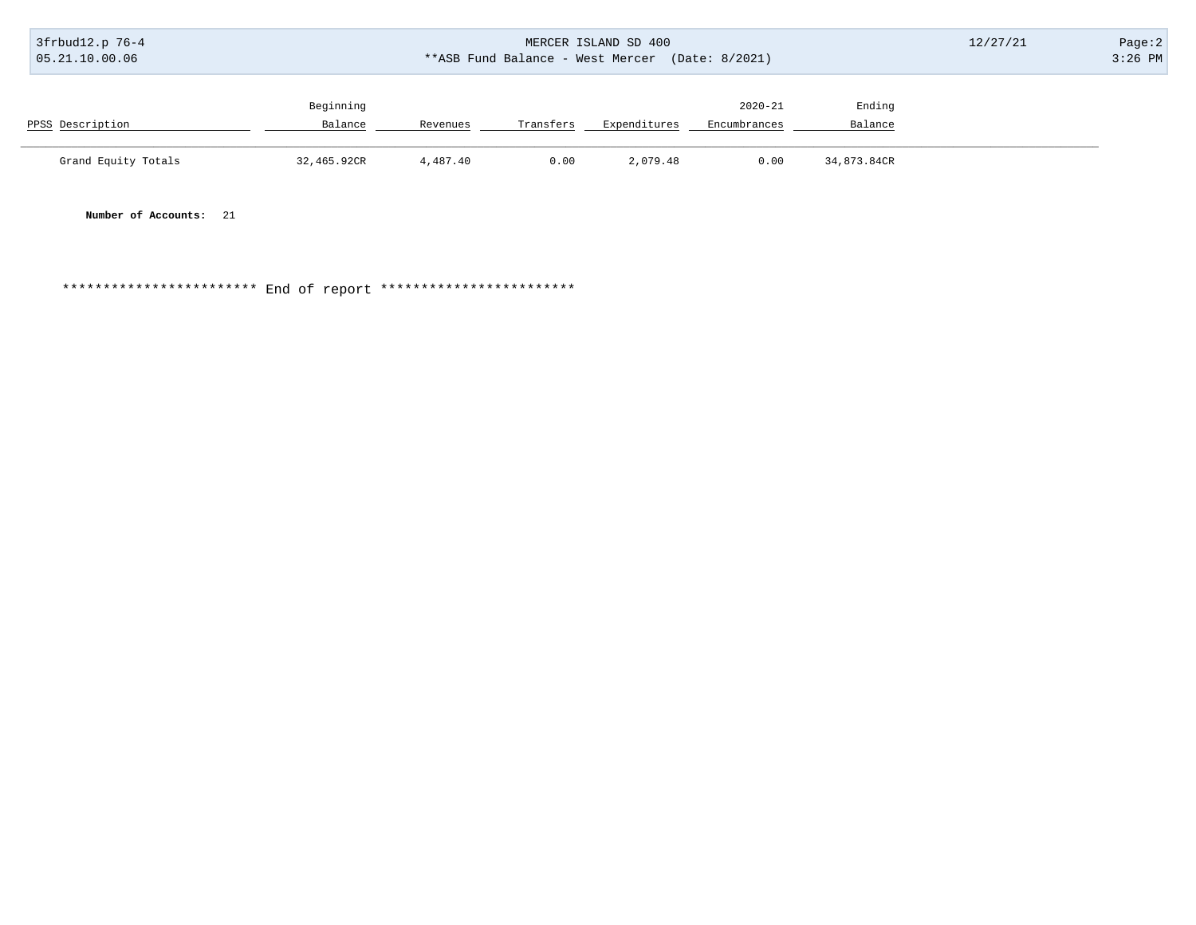| PPSS | Description | Beginning Balance | Revenues | Transfers | Expenditures | 2020-21 Encumbrances | Ending Balance |
|---|---|---|---|---|---|---|---|
| | Grand Equity Totals | 32,465.92CR | 4,487.40 | 0.00 | 2,079.48 | 0.00 | 34,873.84CR |

**Number of Accounts:** 21

************************ End of report ************************